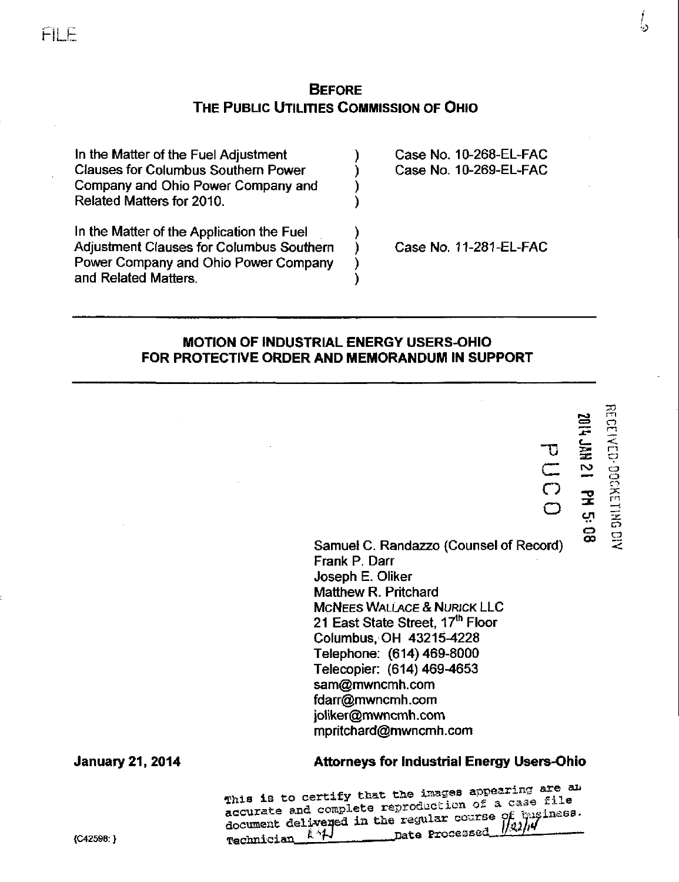FILE

## BEFORE
## THE PUBLIC UTILITIES COMMISSION OF OHIO

| | | |
|---|---|---|
| In the Matter of the Fuel Adjustment Clauses for Columbus Southern Power Company and Ohio Power Company and Related Matters for 2010. | ) | Case No. 10-268-EL-FAC<br>Case No. 10-269-EL-FAC |
| In the Matter of the Application the Fuel Adjustment Clauses for Columbus Southern Power Company and Ohio Power Company and Related Matters. | ) | Case No. 11-281-EL-FAC |

---

**MOTION OF INDUSTRIAL ENERGY USERS-OHIO FOR PROTECTIVE ORDER AND MEMORANDUM IN SUPPORT**

---

RECEIVED-DOCKETING DIV
2014 JAN 21 PM 5:08
PUCO

Samuel C. Randazzo (Counsel of Record)
Frank P. Darr
Joseph E. Oliker
Matthew R. Pritchard
McNEES WALLACE & NURICK LLC
21 East State Street, 17th Floor
Columbus, OH 43215-4228
Telephone: (614) 469-8000
Telecopier: (614) 469-4653
sam@mwncmh.com
fdarr@mwncmh.com
joliker@mwncmh.com
mpritchard@mwncmh.com

**January 21, 2014** **Attorneys for Industrial Energy Users-Ohio**

This is to certify that the images appearing are an accurate and complete reproduction of a case file document delivered in the regular course of business.
Technician ___ Date Processed 1/22/14

{C42598: }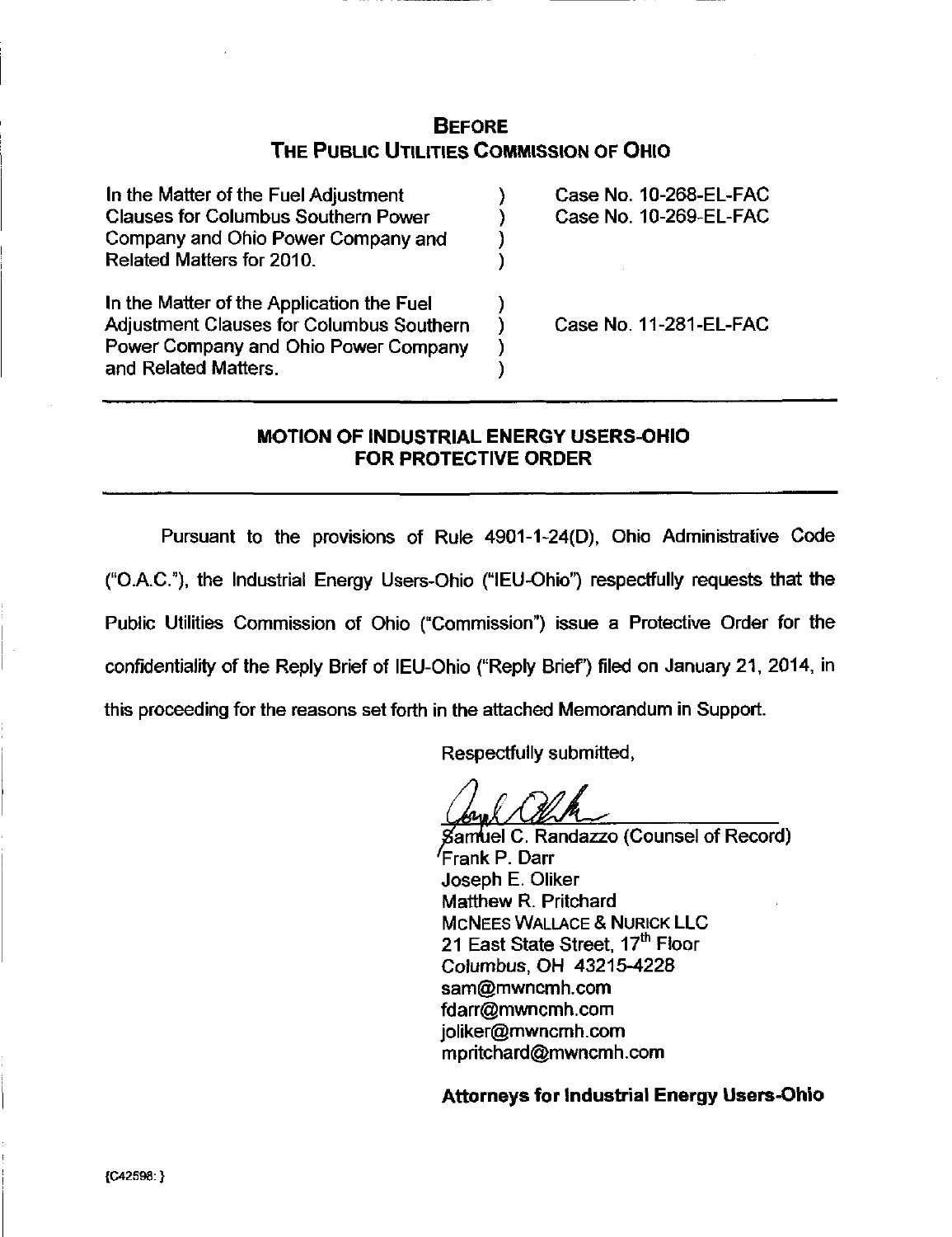# Before
## The Public Utilities Commission of Ohio

| | | |
|---|---|---|
| In the Matter of the Fuel Adjustment Clauses for Columbus Southern Power Company and Ohio Power Company and Related Matters for 2010. | ) | Case No. 10-268-EL-FAC<br>Case No. 10-269-EL-FAC |
| In the Matter of the Application the Fuel Adjustment Clauses for Columbus Southern Power Company and Ohio Power Company and Related Matters. | ) | Case No. 11-281-EL-FAC |

---

### MOTION OF INDUSTRIAL ENERGY USERS-OHIO FOR PROTECTIVE ORDER

---

Pursuant to the provisions of Rule 4901-1-24(D), Ohio Administrative Code ("O.A.C."), the Industrial Energy Users-Ohio ("IEU-Ohio") respectfully requests that the Public Utilities Commission of Ohio ("Commission") issue a Protective Order for the confidentiality of the Reply Brief of IEU-Ohio ("Reply Brief") filed on January 21, 2014, in this proceeding for the reasons set forth in the attached Memorandum in Support.

Respectfully submitted,

Samuel C. Randazzo (Counsel of Record)
Frank P. Darr
Joseph E. Oliker
Matthew R. Pritchard
McNees Wallace & Nurick LLC
21 East State Street, 17th Floor
Columbus, OH 43215-4228
sam@mwncmh.com
fdarr@mwncmh.com
joliker@mwncmh.com
mpritchard@mwncmh.com

**Attorneys for Industrial Energy Users-Ohio**

{C42598: }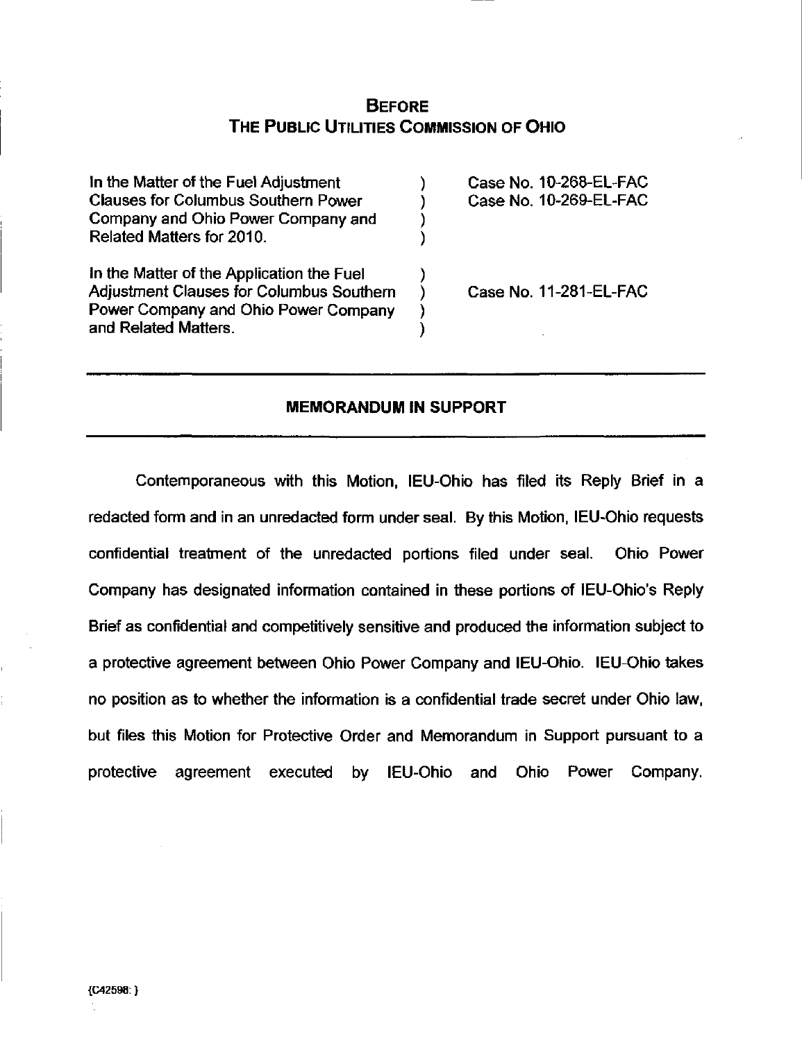## BEFORE
## THE PUBLIC UTILITIES COMMISSION OF OHIO

| | | |
|---|---|---|
| In the Matter of the Fuel Adjustment Clauses for Columbus Southern Power Company and Ohio Power Company and Related Matters for 2010. | ) ) ) ) | Case No. 10-268-EL-FAC<br>Case No. 10-269-EL-FAC |
| In the Matter of the Application the Fuel Adjustment Clauses for Columbus Southern Power Company and Ohio Power Company and Related Matters. | ) ) ) ) | Case No. 11-281-EL-FAC |

---

### MEMORANDUM IN SUPPORT

---

Contemporaneous with this Motion, IEU-Ohio has filed its Reply Brief in a redacted form and in an unredacted form under seal. By this Motion, IEU-Ohio requests confidential treatment of the unredacted portions filed under seal. Ohio Power Company has designated information contained in these portions of IEU-Ohio's Reply Brief as confidential and competitively sensitive and produced the information subject to a protective agreement between Ohio Power Company and IEU-Ohio. IEU-Ohio takes no position as to whether the information is a confidential trade secret under Ohio law, but files this Motion for Protective Order and Memorandum in Support pursuant to a protective agreement executed by IEU-Ohio and Ohio Power Company.

{C42598: }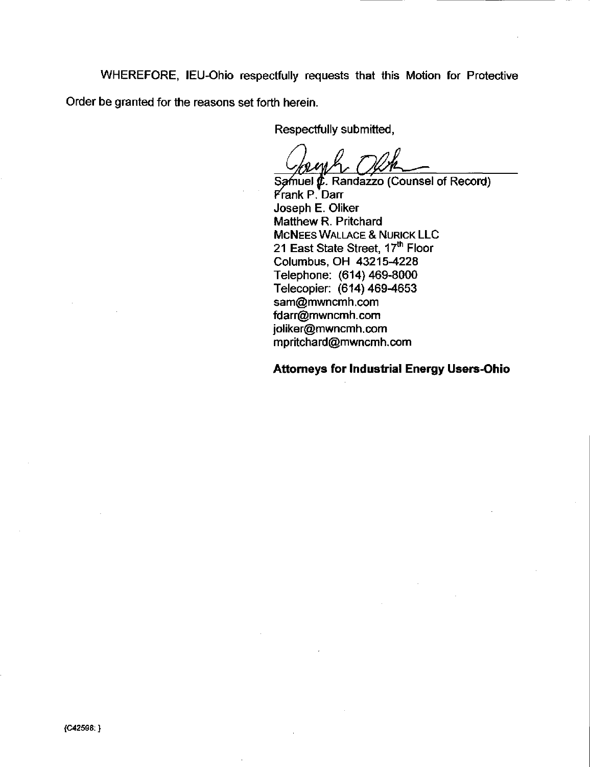WHEREFORE, IEU-Ohio respectfully requests that this Motion for Protective Order be granted for the reasons set forth herein.

Respectfully submitted,

Samuel C. Randazzo (Counsel of Record)
Frank P. Darr
Joseph E. Oliker
Matthew R. Pritchard
MCNEES WALLACE & NURICK LLC
21 East State Street, 17th Floor
Columbus, OH 43215-4228
Telephone: (614) 469-8000
Telecopier: (614) 469-4653
sam@mwncmh.com
fdarr@mwncmh.com
joliker@mwncmh.com
mpritchard@mwncmh.com

**Attorneys for Industrial Energy Users-Ohio**

{C42598: }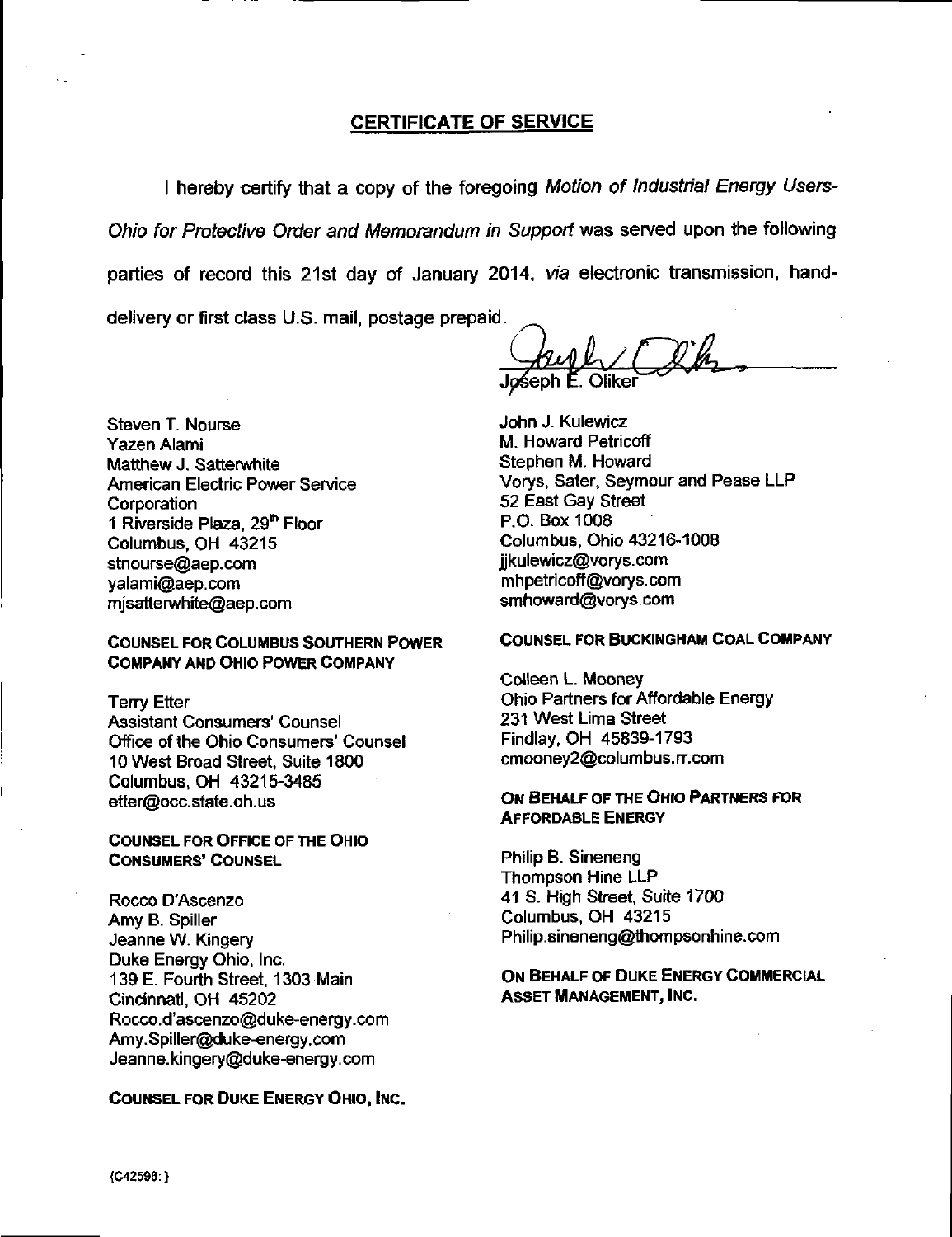## CERTIFICATE OF SERVICE

I hereby certify that a copy of the foregoing *Motion of Industrial Energy Users-Ohio for Protective Order and Memorandum in Support* was served upon the following parties of record this 21st day of January 2014, *via* electronic transmission, hand-delivery or first class U.S. mail, postage prepaid.

Joseph E. Oliker

Steven T. Nourse
Yazen Alami
Matthew J. Satterwhite
American Electric Power Service Corporation
1 Riverside Plaza, 29th Floor
Columbus, OH 43215
stnourse@aep.com
yalami@aep.com
mjsatterwhite@aep.com

**COUNSEL FOR COLUMBUS SOUTHERN POWER COMPANY AND OHIO POWER COMPANY**

Terry Etter
Assistant Consumers' Counsel
Office of the Ohio Consumers' Counsel
10 West Broad Street, Suite 1800
Columbus, OH 43215-3485
etter@occ.state.oh.us

**COUNSEL FOR OFFICE OF THE OHIO CONSUMERS' COUNSEL**

Rocco D'Ascenzo
Amy B. Spiller
Jeanne W. Kingery
Duke Energy Ohio, Inc.
139 E. Fourth Street, 1303-Main
Cincinnati, OH 45202
Rocco.d'ascenzo@duke-energy.com
Amy.Spiller@duke-energy.com
Jeanne.kingery@duke-energy.com

**COUNSEL FOR DUKE ENERGY OHIO, INC.**

John J. Kulewicz
M. Howard Petricoff
Stephen M. Howard
Vorys, Sater, Seymour and Pease LLP
52 East Gay Street
P.O. Box 1008
Columbus, Ohio 43216-1008
jjkulewicz@vorys.com
mhpetricoff@vorys.com
smhoward@vorys.com

**COUNSEL FOR BUCKINGHAM COAL COMPANY**

Colleen L. Mooney
Ohio Partners for Affordable Energy
231 West Lima Street
Findlay, OH 45839-1793
cmooney2@columbus.rr.com

**ON BEHALF OF THE OHIO PARTNERS FOR AFFORDABLE ENERGY**

Philip B. Sineneng
Thompson Hine LLP
41 S. High Street, Suite 1700
Columbus, OH 43215
Philip.sineneng@thompsonhine.com

**ON BEHALF OF DUKE ENERGY COMMERCIAL ASSET MANAGEMENT, INC.**

{C42598: }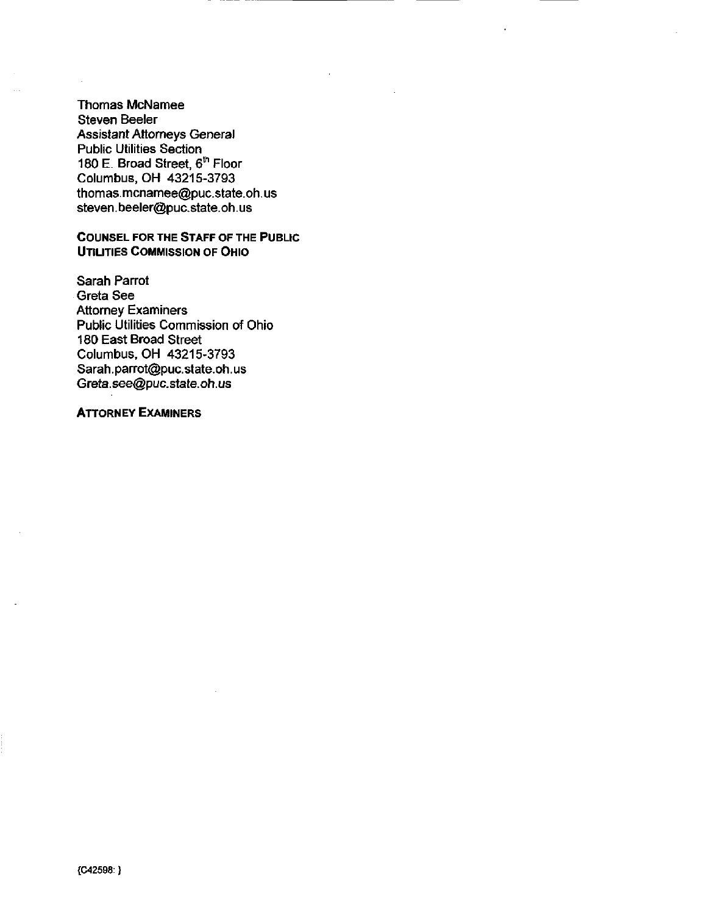Thomas McNamee
Steven Beeler
Assistant Attorneys General
Public Utilities Section
180 E. Broad Street, 6th Floor
Columbus, OH 43215-3793
thomas.mcnamee@puc.state.oh.us
steven.beeler@puc.state.oh.us

**COUNSEL FOR THE STAFF OF THE PUBLIC UTILITIES COMMISSION OF OHIO**

Sarah Parrot
Greta See
Attorney Examiners
Public Utilities Commission of Ohio
180 East Broad Street
Columbus, OH 43215-3793
Sarah.parrot@puc.state.oh.us
Greta.see@puc.state.oh.us

**ATTORNEY EXAMINERS**

{C42598: }